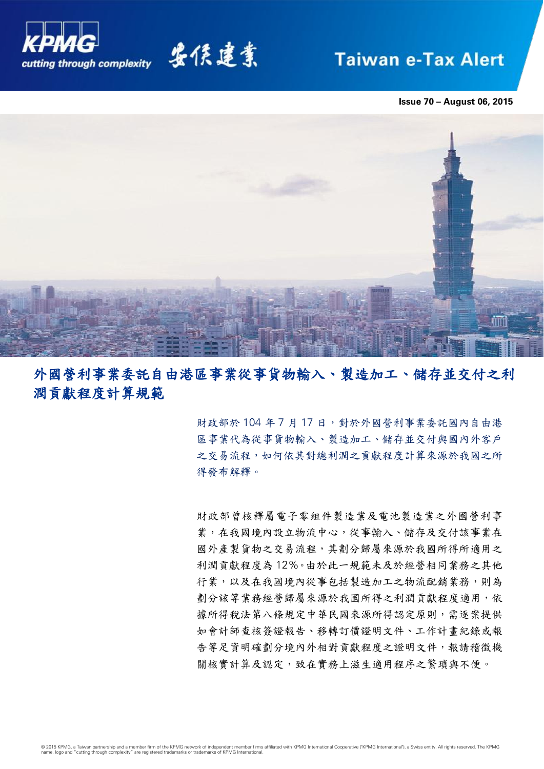KPMG cutting through complexity 安侯建業

Taiwan e-Tax Alert

**Issue 70 – August 06, 2015**

## 外國營利事業委託自由港區事業從事貨物輸入、製造加工、儲存並交付之利潤貢獻程度計算規範

財政部於 104 年 7 月 17 日，對於外國營利事業委託國內自由港區事業代為從事貨物輸入、製造加工、儲存並交付與國內外客戶之交易流程，如何依其對總利潤之貢獻程度計算來源於我國之所得發布解釋。

財政部曾核釋屬電子零組件製造業及電池製造業之外國營利事業，在我國境內設立物流中心，從事輸入、儲存及交付該事業在國外產製貨物之交易流程，其劃分歸屬來源於我國所得所適用之利潤貢獻程度為 12%。由於此一規範未及於經營相同業務之其他行業，以及在我國境內從事包括製造加工之物流配銷業務，則為劃分該等業務經營歸屬來源於我國所得之利潤貢獻程度適用，依據所得稅法第八條規定中華民國來源所得認定原則，需逐案提供如會計師查核簽證報告、移轉訂價證明文件、工作計畫紀錄或報告等足資明確劃分境內外相對貢獻程度之證明文件，報請稽徵機關核實計算及認定，致在實務上滋生適用程序之繁瑣與不便。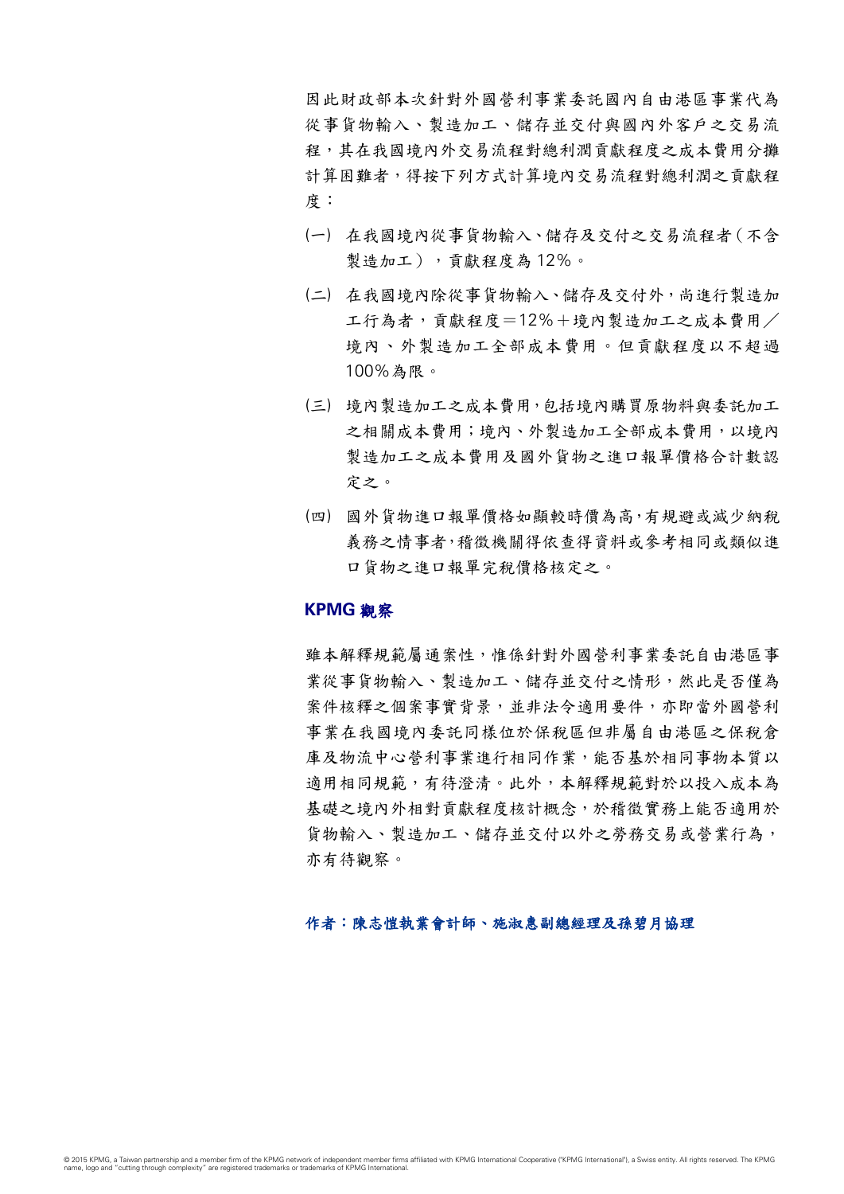因此財政部本次針對外國營利事業委託國內自由港區事業代為從事貨物輸入、製造加工、儲存並交付與國內外客戶之交易流程，其在我國境內外交易流程對總利潤貢獻程度之成本費用分攤計算困難者，得按下列方式計算境內交易流程對總利潤之貢獻程度：

(一) 在我國境內從事貨物輸入、儲存及交付之交易流程者（不含製造加工），貢獻程度為12%。

(二) 在我國境內除從事貨物輸入、儲存及交付外，尚進行製造加工行為者，貢獻程度＝12%＋境內製造加工之成本費用／境內、外製造加工全部成本費用。但貢獻程度以不超過100%為限。

(三) 境內製造加工之成本費用，包括境內購買原物料與委託加工之相關成本費用；境內、外製造加工全部成本費用，以境內製造加工之成本費用及國外貨物之進口報單價格合計數認定之。

(四) 國外貨物進口報單價格如顯較時價為高，有規避或減少納稅義務之情事者，稽徵機關得依查得資料或參考相同或類似進口貨物之進口報單完稅價格核定之。

## KPMG 觀察

雖本解釋規範屬通案性，惟係針對外國營利事業委託自由港區事業從事貨物輸入、製造加工、儲存並交付之情形，然此是否僅為案件核釋之個案事實背景，並非法令適用要件，亦即當外國營利事業在我國境內委託同樣位於保稅區但非屬自由港區之保稅倉庫及物流中心營利事業進行相同作業，能否基於相同事物本質以適用相同規範，有待澄清。此外，本解釋規範對於以投入成本為基礎之境內外相對貢獻程度核計概念，於稽徵實務上能否適用於貨物輸入、製造加工、儲存並交付以外之勞務交易或營業行為，亦有待觀察。

**作者：陳志愷執業會計師、施淑惠副總經理及孫碧月協理**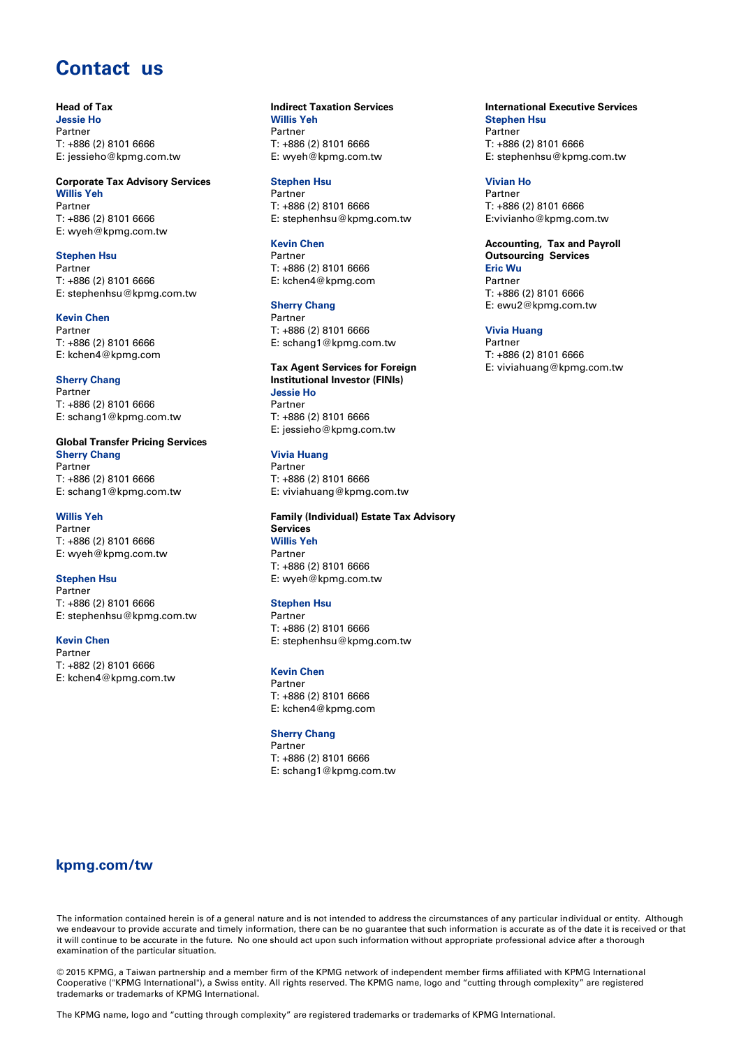# Contact us

**Head of Tax**
**Jessie Ho**
Partner
T: +886 (2) 8101 6666
E: jessieho@kpmg.com.tw

**Corporate Tax Advisory Services**
**Willis Yeh**
Partner
T: +886 (2) 8101 6666
E: wyeh@kpmg.com.tw

**Stephen Hsu**
Partner
T: +886 (2) 8101 6666
E: stephenhsu@kpmg.com.tw

**Kevin Chen**
Partner
T: +886 (2) 8101 6666
E: kchen4@kpmg.com

**Sherry Chang**
Partner
T: +886 (2) 8101 6666
E: schang1@kpmg.com.tw

**Global Transfer Pricing Services**
**Sherry Chang**
Partner
T: +886 (2) 8101 6666
E: schang1@kpmg.com.tw

**Willis Yeh**
Partner
T: +886 (2) 8101 6666
E: wyeh@kpmg.com.tw

**Stephen Hsu**
Partner
T: +886 (2) 8101 6666
E: stephenhsu@kpmg.com.tw

**Kevin Chen**
Partner
T: +882 (2) 8101 6666
E: kchen4@kpmg.com.tw

**Indirect Taxation Services**
**Willis Yeh**
Partner
T: +886 (2) 8101 6666
E: wyeh@kpmg.com.tw

**Stephen Hsu**
Partner
T: +886 (2) 8101 6666
E: stephenhsu@kpmg.com.tw

**Kevin Chen**
Partner
T: +886 (2) 8101 6666
E: kchen4@kpmg.com

**Sherry Chang**
Partner
T: +886 (2) 8101 6666
E: schang1@kpmg.com.tw

**Tax Agent Services for Foreign Institutional Investor (FINIs)**
**Jessie Ho**
Partner
T: +886 (2) 8101 6666
E: jessieho@kpmg.com.tw

**Vivia Huang**
Partner
T: +886 (2) 8101 6666
E: viviahuang@kpmg.com.tw

**Family (Individual) Estate Tax Advisory Services**
**Willis Yeh**
Partner
T: +886 (2) 8101 6666
E: wyeh@kpmg.com.tw

**Stephen Hsu**
Partner
T: +886 (2) 8101 6666
E: stephenhsu@kpmg.com.tw

**Kevin Chen**
Partner
T: +886 (2) 8101 6666
E: kchen4@kpmg.com

**Sherry Chang**
Partner
T: +886 (2) 8101 6666
E: schang1@kpmg.com.tw

**International Executive Services**
**Stephen Hsu**
Partner
T: +886 (2) 8101 6666
E: stephenhsu@kpmg.com.tw

**Vivian Ho**
Partner
T: +886 (2) 8101 6666
E:vivianho@kpmg.com.tw

**Accounting, Tax and Payroll Outsourcing Services**
**Eric Wu**
Partner
T: +886 (2) 8101 6666
E: ewu2@kpmg.com.tw

**Vivia Huang**
Partner
T: +886 (2) 8101 6666
E: viviahuang@kpmg.com.tw

**kpmg.com/tw**

The information contained herein is of a general nature and is not intended to address the circumstances of any particular individual or entity. Although we endeavour to provide accurate and timely information, there can be no guarantee that such information is accurate as of the date it is received or that it will continue to be accurate in the future. No one should act upon such information without appropriate professional advice after a thorough examination of the particular situation.

© 2015 KPMG, a Taiwan partnership and a member firm of the KPMG network of independent member firms affiliated with KPMG International Cooperative ("KPMG International"), a Swiss entity. All rights reserved. The KPMG name, logo and "cutting through complexity" are registered trademarks or trademarks of KPMG International.

The KPMG name, logo and "cutting through complexity" are registered trademarks or trademarks of KPMG International.